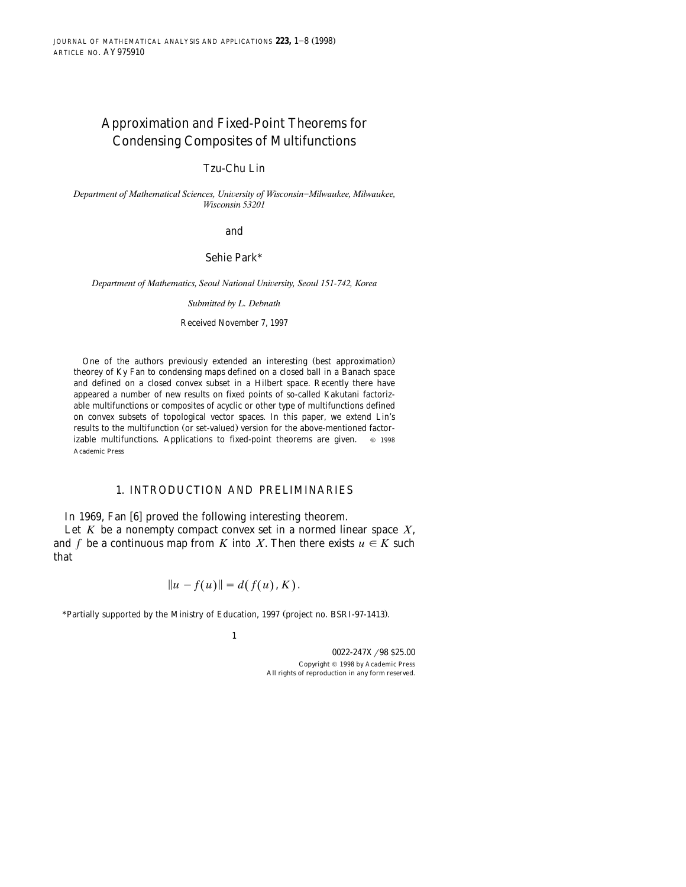# Approximation and Fixed-Point Theorems for Condensing Composites of Multifunctions

Tzu-Chu Lin

*Department of Mathematical Sciences, University of Wisconsin–Milwaukee, Milwaukee, Wisconsin 53201*

and

Sehie Park*

*Department of Mathematics, Seoul National University, Seoul 151-742, Korea*

*Submitted by L. Debnath*

Received November 7, 1997

One of the authors previously extended an interesting (best approximation) theorey of Ky Fan to condensing maps defined on a closed ball in a Banach space and defined on a closed convex subset in a Hilbert space. Recently there have appeared a number of new results on fixed points of so-called Kakutani factorizable multifunctions or composites of acyclic or other type of multifunctions defined on convex subsets of topological vector spaces. In this paper, we extend Lin's results to the multifunction (or set-valued) version for the above-mentioned factorizable multifunctions. Applications to fixed-point theorems are given. © 1998 Academic Press

## 1. INTRODUCTION AND PRELIMINARIES

In 1969, Fan [6] proved the following interesting theorem.

Let $K$ be a nonempty compact convex set in a normed linear space $X$, and $f$ be a continuous map from $K$ into $X$. Then there exists $u \in K$ such that

$$\|u - f(u)\| = d(f(u), K).$$

*Partially supported by the Ministry of Education, 1997 (project no. BSRI-97-1413).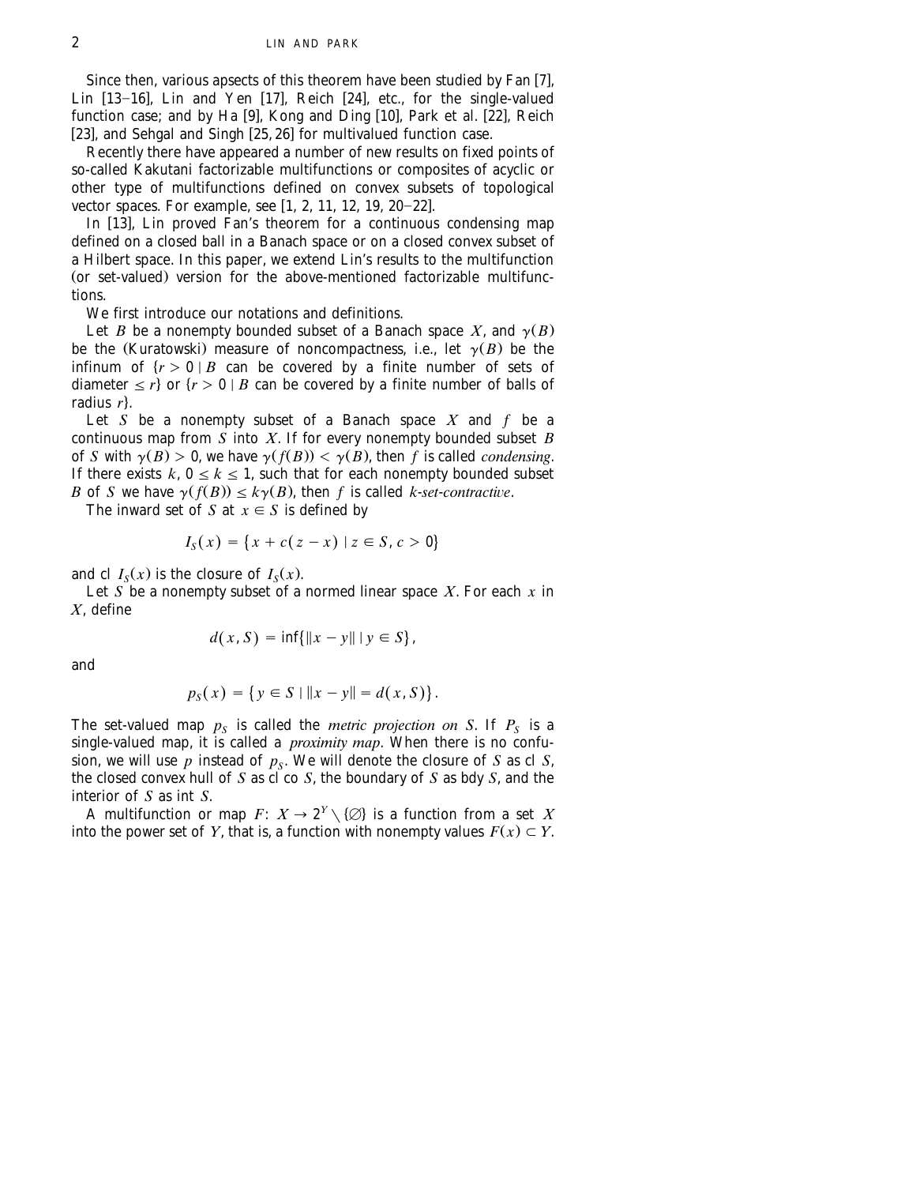Since then, various apsects of this theorem have been studied by Fan [7], Lin [13–16], Lin and Yen [17], Reich [24], etc., for the single-valued function case; and by Ha [9], Kong and Ding [10], Park et al. [22], Reich [23], and Sehgal and Singh [25, 26] for multivalued function case.

Recently there have appeared a number of new results on fixed points of so-called Kakutani factorizable multifunctions or composites of acyclic or other type of multifunctions defined on convex subsets of topological vector spaces. For example, see [1, 2, 11, 12, 19, 20–22].

In [13], Lin proved Fan's theorem for a continuous condensing map defined on a closed ball in a Banach space or on a closed convex subset of a Hilbert space. In this paper, we extend Lin's results to the multifunction (or set-valued) version for the above-mentioned factorizable multifunctions.

We first introduce our notations and definitions.

Let $B$ be a nonempty bounded subset of a Banach space $X$, and $\gamma(B)$ be the (Kuratowski) measure of noncompactness, i.e., let $\gamma(B)$ be the infinum of $\{r > 0 \mid B$ can be covered by a finite number of sets of diameter $\leq r\}$ or $\{r > 0 \mid B$ can be covered by a finite number of balls of radius $r\}$.

Let $S$ be a nonempty subset of a Banach space $X$ and $f$ be a continuous map from $S$ into $X$. If for every nonempty bounded subset $B$ of $S$ with $\gamma(B) > 0$, we have $\gamma(f(B)) < \gamma(B)$, then $f$ is called *condensing*. If there exists $k$, $0 \leq k \leq 1$, such that for each nonempty bounded subset $B$ of $S$ we have $\gamma(f(B)) \leq k\gamma(B)$, then $f$ is called *k-set-contractive*.

The inward set of $S$ at $x \in S$ is defined by

$$I_S(x) = \{x + c(z - x) \mid z \in S, c > 0\}$$

and cl $I_S(x)$ is the closure of $I_S(x)$.

Let $S$ be a nonempty subset of a normed linear space $X$. For each $x$ in $X$, define

$$d(x, S) = \inf\{\|x - y\| \mid y \in S\},$$

and

$$p_S(x) = \{y \in S \mid \|x - y\| = d(x, S)\}.$$

The set-valued map $p_S$ is called the *metric projection on $S$*. If $P_S$ is a single-valued map, it is called a *proximity map*. When there is no confusion, we will use $p$ instead of $p_S$. We will denote the closure of $S$ as cl $S$, the closed convex hull of $S$ as cl co $S$, the boundary of $S$ as bdy $S$, and the interior of $S$ as int $S$.

A multifunction or map $F: X \to 2^Y \setminus \{\emptyset\}$ is a function from a set $X$ into the power set of $Y$, that is, a function with nonempty values $F(x) \subset Y$.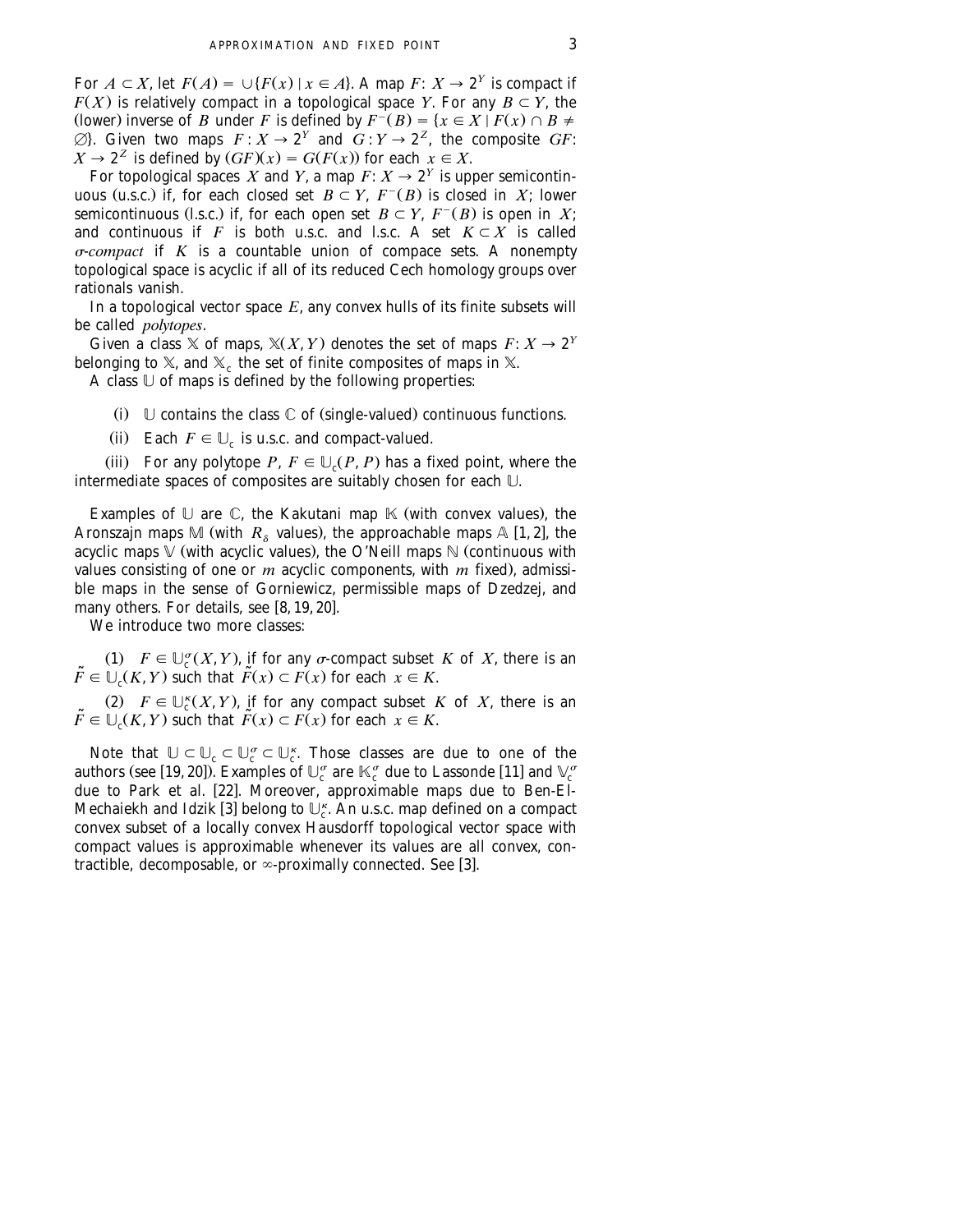For $A \subset X$, let $F(A) = \cup\{F(x) \mid x \in A\}$. A map $F: X \to 2^Y$ is compact if $F(X)$ is relatively compact in a topological space $Y$. For any $B \subset Y$, the (lower) inverse of $B$ under $F$ is defined by $F^{-}(B) = \{x \in X \mid F(x) \cap B \neq \emptyset\}$. Given two maps $F: X \to 2^Y$ and $G: Y \to 2^Z$, the composite $GF$: $X \to 2^Z$ is defined by $(GF)(x) = G(F(x))$ for each $x \in X$.

For topological spaces $X$ and $Y$, a map $F: X \to 2^Y$ is upper semicontinuous (u.s.c.) if, for each closed set $B \subset Y$, $F^{-}(B)$ is closed in $X$; lower semicontinuous (l.s.c.) if, for each open set $B \subset Y$, $F^{-}(B)$ is open in $X$; and continuous if $F$ is both u.s.c. and l.s.c. A set $K \subset X$ is called *$\sigma$-compact* if $K$ is a countable union of compace sets. A nonempty topological space is acyclic if all of its reduced Cech homology groups over rationals vanish.

In a topological vector space $E$, any convex hulls of its finite subsets will be called *polytopes*.

Given a class $\mathbb{X}$ of maps, $\mathbb{X}(X, Y)$ denotes the set of maps $F: X \to 2^Y$ belonging to $\mathbb{X}$, and $\mathbb{X}_c$ the set of finite composites of maps in $\mathbb{X}$.

A class $\mathbb{U}$ of maps is defined by the following properties:

(i) $\mathbb{U}$ contains the class $\mathbb{C}$ of (single-valued) continuous functions.

(ii) Each $F \in \mathbb{U}_c$ is u.s.c. and compact-valued.

(iii) For any polytope $P$, $F \in \mathbb{U}_c(P, P)$ has a fixed point, where the intermediate spaces of composites are suitably chosen for each $\mathbb{U}$.

Examples of $\mathbb{U}$ are $\mathbb{C}$, the Kakutani map $\mathbb{K}$ (with convex values), the Aronszajn maps $\mathbb{M}$ (with $R_\delta$ values), the approachable maps $\mathbb{A}$ [1, 2], the acyclic maps $\mathbb{V}$ (with acyclic values), the O'Neill maps $\mathbb{N}$ (continuous with values consisting of one or $m$ acyclic components, with $m$ fixed), admissible maps in the sense of Gorniewicz, permissible maps of Dzedzej, and many others. For details, see [8, 19, 20].

We introduce two more classes:

(1) $F \in \mathbb{U}_c^{\sigma}(X, Y)$, if for any $\sigma$-compact subset $K$ of $X$, there is an $\tilde{F} \in \mathbb{U}_c(K, Y)$ such that $\tilde{F}(x) \subset F(x)$ for each $x \in K$.

(2) $F \in \mathbb{U}_c^{\kappa}(X, Y)$, if for any compact subset $K$ of $X$, there is an $\tilde{F} \in \mathbb{U}_c(K, Y)$ such that $\tilde{F}(x) \subset F(x)$ for each $x \in K$.

Note that $\mathbb{U} \subset \mathbb{U}_c \subset \mathbb{U}_c^{\sigma} \subset \mathbb{U}_c^{\kappa}$. Those classes are due to one of the authors (see [19, 20]). Examples of $\mathbb{U}_c^{\sigma}$ are $\mathbb{K}_c^{\sigma}$ due to Lassonde [11] and $\mathbb{V}_c^{\sigma}$ due to Park et al. [22]. Moreover, approximable maps due to Ben-El-Mechaiekh and Idzik [3] belong to $\mathbb{U}_c^{\kappa}$. An u.s.c. map defined on a compact convex subset of a locally convex Hausdorff topological vector space with compact values is approximable whenever its values are all convex, contractible, decomposable, or $\infty$-proximally connected. See [3].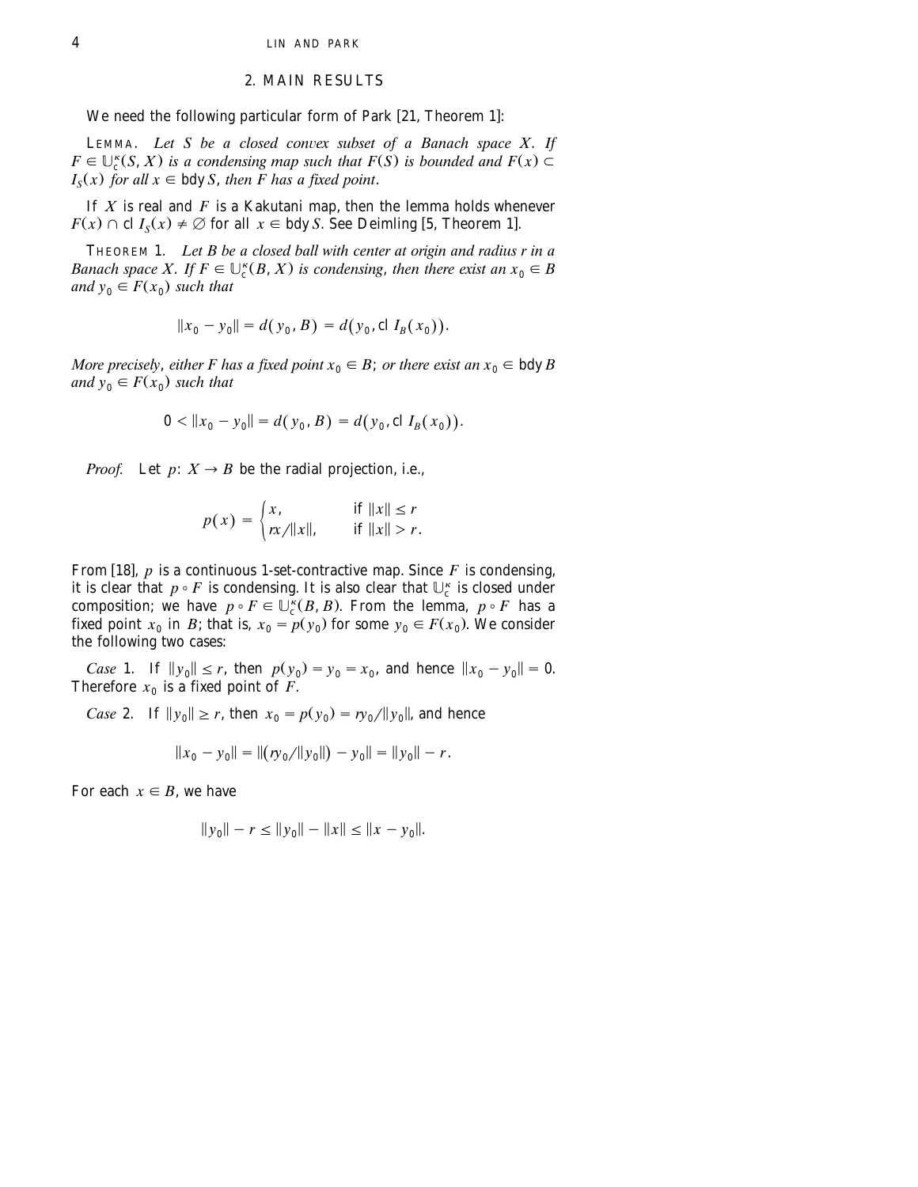## 2. MAIN RESULTS

We need the following particular form of Park [21, Theorem 1]:

LEMMA. *Let $S$ be a closed convex subset of a Banach space $X$. If $F \in \mathbb{U}_c^\kappa(S, X)$ is a condensing map such that $F(S)$ is bounded and $F(x) \subset I_S(x)$ for all $x \in \operatorname{bdy} S$, then $F$ has a fixed point.*

If $X$ is real and $F$ is a Kakutani map, then the lemma holds whenever $F(x) \cap \operatorname{cl} I_S(x) \neq \emptyset$ for all $x \in \operatorname{bdy} S$. See Deimling [5, Theorem 1].

THEOREM 1. *Let $B$ be a closed ball with center at origin and radius $r$ in a Banach space $X$. If $F \in \mathbb{U}_c^\kappa(B, X)$ is condensing, then there exist an $x_0 \in B$ and $y_0 \in F(x_0)$ such that*

$$\|x_0 - y_0\| = d(y_0, B) = d(y_0, \operatorname{cl} I_B(x_0)).$$

*More precisely, either $F$ has a fixed point $x_0 \in B$; or there exist an $x_0 \in \operatorname{bdy} B$ and $y_0 \in F(x_0)$ such that*

$$0 < \|x_0 - y_0\| = d(y_0, B) = d(y_0, \operatorname{cl} I_B(x_0)).$$

*Proof.* Let $p\colon X \to B$ be the radial projection, i.e.,

$$p(x) = \begin{cases} x, & \text{if } \|x\| \leq r \\ rx/\|x\|, & \text{if } \|x\| > r. \end{cases}$$

From [18], $p$ is a continuous 1-set-contractive map. Since $F$ is condensing, it is clear that $p \circ F$ is condensing. It is also clear that $\mathbb{U}_c^\kappa$ is closed under composition; we have $p \circ F \in \mathbb{U}_c^\kappa(B, B)$. From the lemma, $p \circ F$ has a fixed point $x_0$ in $B$; that is, $x_0 = p(y_0)$ for some $y_0 \in F(x_0)$. We consider the following two cases:

*Case* 1. If $\|y_0\| \leq r$, then $p(y_0) = y_0 = x_0$, and hence $\|x_0 - y_0\| = 0$. Therefore $x_0$ is a fixed point of $F$.

*Case* 2. If $\|y_0\| \geq r$, then $x_0 = p(y_0) = ry_0/\|y_0\|$, and hence

$$\|x_0 - y_0\| = \|(ry_0/\|y_0\|) - y_0\| = \|y_0\| - r.$$

For each $x \in B$, we have

$$\|y_0\| - r \leq \|y_0\| - \|x\| \leq \|x - y_0\|.$$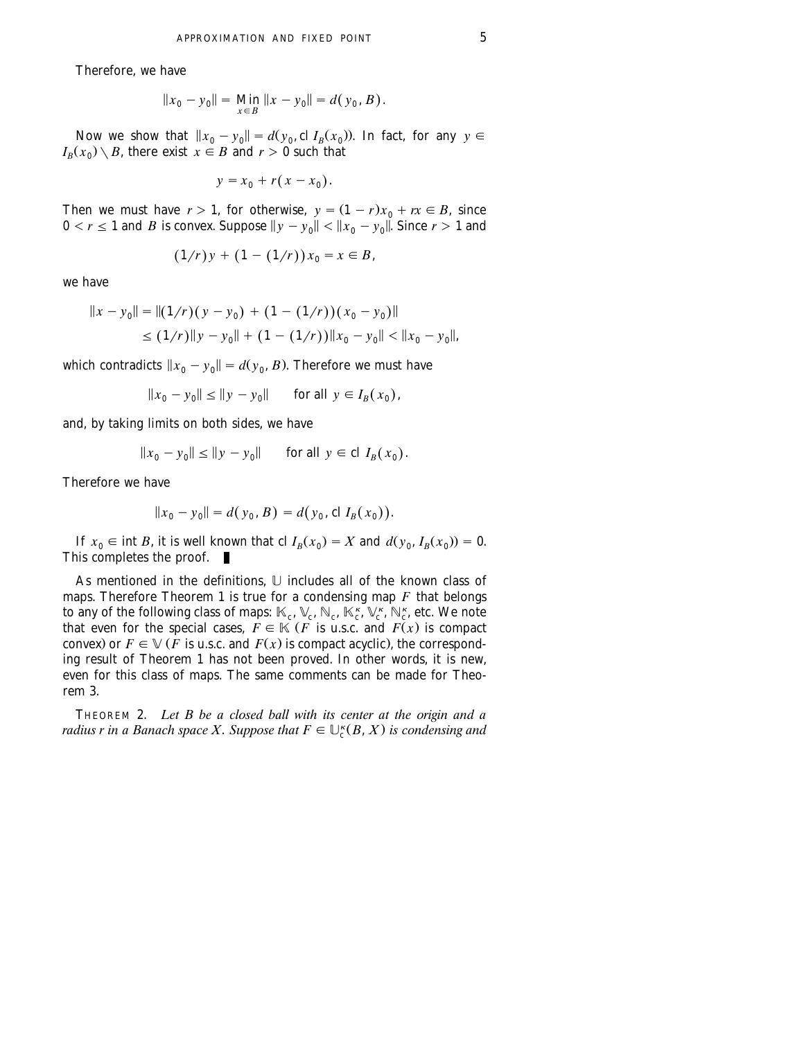Therefore, we have

$$\|x_0 - y_0\| = \operatorname*{Min}_{x \in B} \|x - y_0\| = d(y_0, B).$$

Now we show that $\|x_0 - y_0\| = d(y_0, \text{cl } I_B(x_0))$. In fact, for any $y \in I_B(x_0) \setminus B$, there exist $x \in B$ and $r > 0$ such that

$$y = x_0 + r(x - x_0).$$

Then we must have $r > 1$, for otherwise, $y = (1 - r)x_0 + rx \in B$, since $0 < r \leq 1$ and $B$ is convex. Suppose $\|y - y_0\| < \|x_0 - y_0\|$. Since $r > 1$ and

$$(1/r)y + (1 - (1/r))x_0 = x \in B,$$

we have

$$\begin{aligned} \|x - y_0\| &= \|(1/r)(y - y_0) + (1 - (1/r))(x_0 - y_0)\| \\ &\leq (1/r)\|y - y_0\| + (1 - (1/r))\|x_0 - y_0\| < \|x_0 - y_0\|, \end{aligned}$$

which contradicts $\|x_0 - y_0\| = d(y_0, B)$. Therefore we must have

$$\|x_0 - y_0\| \leq \|y - y_0\| \qquad \text{for all } y \in I_B(x_0),$$

and, by taking limits on both sides, we have

$$\|x_0 - y_0\| \leq \|y - y_0\| \qquad \text{for all } y \in \text{cl } I_B(x_0).$$

Therefore we have

$$\|x_0 - y_0\| = d(y_0, B) = d(y_0, \text{cl } I_B(x_0)).$$

If $x_0 \in \text{int } B$, it is well known that $\text{cl } I_B(x_0) = X$ and $d(y_0, I_B(x_0)) = 0$. This completes the proof. ∎

As mentioned in the definitions, $\mathbb{U}$ includes all of the known class of maps. Therefore Theorem 1 is true for a condensing map $F$ that belongs to any of the following class of maps: $\mathbb{K}_c$, $\mathbb{V}_c$, $\mathbb{N}_c$, $\mathbb{K}_c^\kappa$, $\mathbb{V}_c^\kappa$, $\mathbb{N}_c^\kappa$, etc. We note that even for the special cases, $F \in \mathbb{K}$ ($F$ is u.s.c. and $F(x)$ is compact convex) or $F \in \mathbb{V}$ ($F$ is u.s.c. and $F(x)$ is compact acyclic), the corresponding result of Theorem 1 has not been proved. In other words, it is new, even for this class of maps. The same comments can be made for Theorem 3.

THEOREM 2. *Let $B$ be a closed ball with its center at the origin and a radius $r$ in a Banach space $X$. Suppose that $F \in \mathbb{U}_c^\kappa(B, X)$ is condensing and*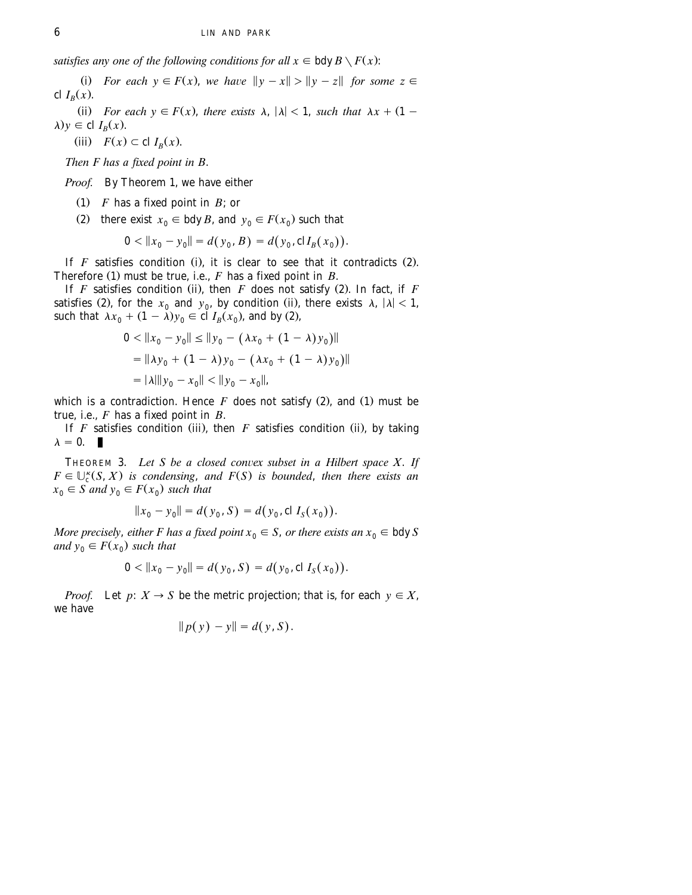*satisfies any one of the following conditions for all $x \in \operatorname{bdy} B \setminus F(x)$:*

(i) *For each $y \in F(x)$, we have $\|y - x\| > \|y - z\|$ for some $z \in \operatorname{cl} I_B(x)$.*

(ii) *For each $y \in F(x)$, there exists $\lambda$, $|\lambda| < 1$, such that $\lambda x + (1 - \lambda)y \in \operatorname{cl} I_B(x)$.*

(iii) *$F(x) \subset \operatorname{cl} I_B(x)$.*

*Then $F$ has a fixed point in $B$.*

*Proof.* By Theorem 1, we have either

(1) $F$ has a fixed point in $B$; or

(2) there exist $x_0 \in \operatorname{bdy} B$, and $y_0 \in F(x_0)$ such that

$$0 < \|x_0 - y_0\| = d(y_0, B) = d(y_0, \operatorname{cl} I_B(x_0)).$$

If $F$ satisfies condition (i), it is clear to see that it contradicts (2). Therefore (1) must be true, i.e., $F$ has a fixed point in $B$.

If $F$ satisfies condition (ii), then $F$ does not satisfy (2). In fact, if $F$ satisfies (2), for the $x_0$ and $y_0$, by condition (ii), there exists $\lambda$, $|\lambda| < 1$, such that $\lambda x_0 + (1 - \lambda)y_0 \in \operatorname{cl} I_B(x_0)$, and by (2),

$$\begin{aligned}
0 < \|x_0 - y_0\| &\leq \|y_0 - (\lambda x_0 + (1 - \lambda)y_0)\| \\
&= \|\lambda y_0 + (1 - \lambda)y_0 - (\lambda x_0 + (1 - \lambda)y_0)\| \\
&= |\lambda|\|y_0 - x_0\| < \|y_0 - x_0\|,
\end{aligned}$$

which is a contradiction. Hence $F$ does not satisfy (2), and (1) must be true, i.e., $F$ has a fixed point in $B$.

If $F$ satisfies condition (iii), then $F$ satisfies condition (ii), by taking $\lambda = 0$. ∎

THEOREM 3. *Let $S$ be a closed convex subset in a Hilbert space $X$. If $F \in \mathbb{U}_c^{\kappa}(S, X)$ is condensing, and $F(S)$ is bounded, then there exists an $x_0 \in S$ and $y_0 \in F(x_0)$ such that*

$$\|x_0 - y_0\| = d(y_0, S) = d(y_0, \operatorname{cl} I_S(x_0)).$$

*More precisely, either $F$ has a fixed point $x_0 \in S$, or there exists an $x_0 \in \operatorname{bdy} S$ and $y_0 \in F(x_0)$ such that*

$$0 < \|x_0 - y_0\| = d(y_0, S) = d(y_0, \operatorname{cl} I_S(x_0)).$$

*Proof.* Let $p: X \to S$ be the metric projection; that is, for each $y \in X$, we have

$$\|p(y) - y\| = d(y, S).$$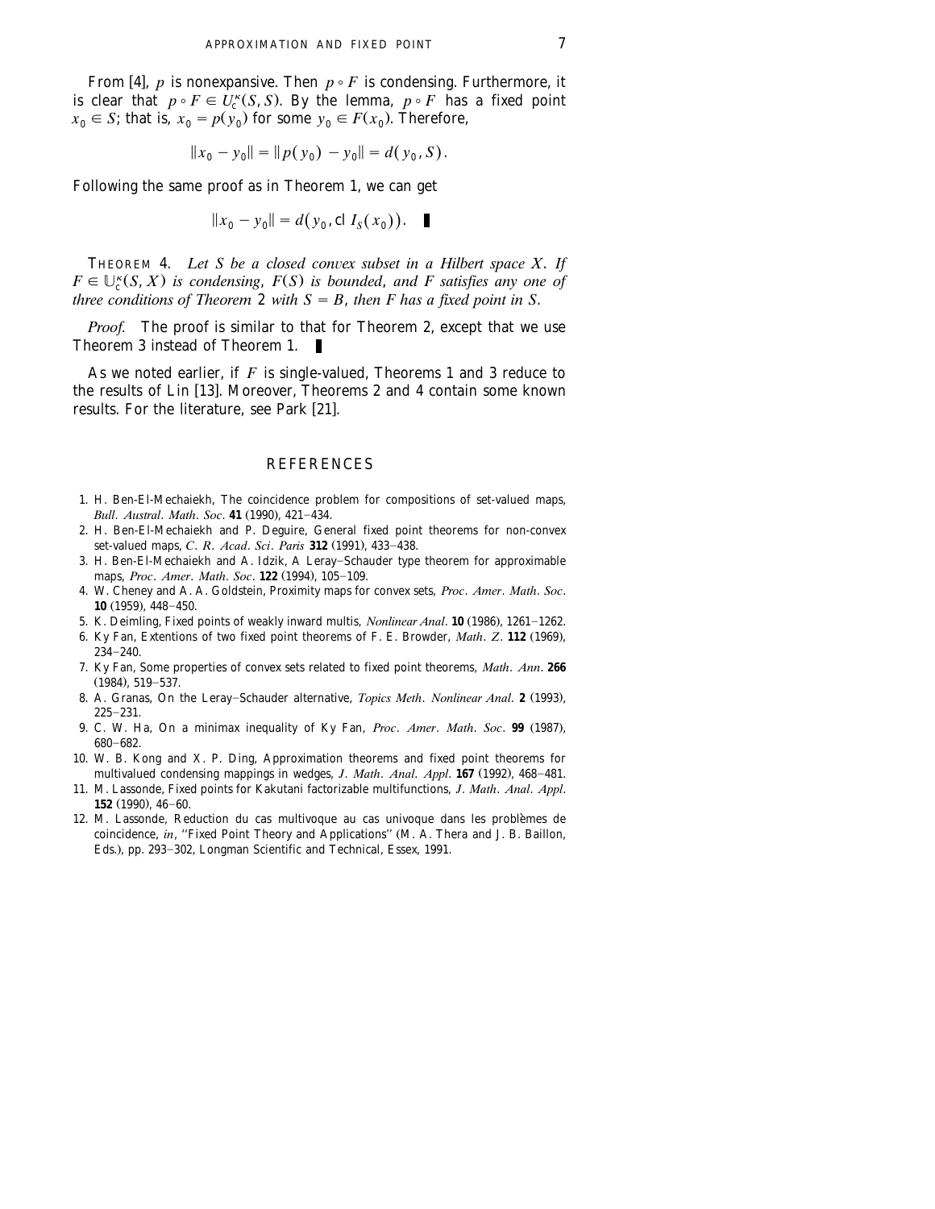From [4], $p$ is nonexpansive. Then $p \circ F$ is condensing. Furthermore, it is clear that $p \circ F \in U_c^\kappa(S, S)$. By the lemma, $p \circ F$ has a fixed point $x_0 \in S$; that is, $x_0 = p(y_0)$ for some $y_0 \in F(x_0)$. Therefore,

$$\|x_0 - y_0\| = \|p(y_0) - y_0\| = d(y_0, S).$$

Following the same proof as in Theorem 1, we can get

$$\|x_0 - y_0\| = d(y_0, \operatorname{cl} I_S(x_0)). \quad \blacksquare$$

THEOREM 4. *Let $S$ be a closed convex subset in a Hilbert space $X$. If $F \in \mathbb{U}_c^\kappa(S, X)$ is condensing, $F(S)$ is bounded, and $F$ satisfies any one of three conditions of Theorem 2 with $S = B$, then $F$ has a fixed point in $S$.*

*Proof.* The proof is similar to that for Theorem 2, except that we use Theorem 3 instead of Theorem 1. $\blacksquare$

As we noted earlier, if $F$ is single-valued, Theorems 1 and 3 reduce to the results of Lin [13]. Moreover, Theorems 2 and 4 contain some known results. For the literature, see Park [21].

## REFERENCES

1. H. Ben-El-Mechaiekh, The coincidence problem for compositions of set-valued maps, *Bull. Austral. Math. Soc.* **41** (1990), 421–434.
2. H. Ben-El-Mechaiekh and P. Deguire, General fixed point theorems for non-convex set-valued maps, *C. R. Acad. Sci. Paris* **312** (1991), 433–438.
3. H. Ben-El-Mechaiekh and A. Idzik, A Leray–Schauder type theorem for approximable maps, *Proc. Amer. Math. Soc.* **122** (1994), 105–109.
4. W. Cheney and A. A. Goldstein, Proximity maps for convex sets, *Proc. Amer. Math. Soc.* **10** (1959), 448–450.
5. K. Deimling, Fixed points of weakly inward multis, *Nonlinear Anal.* **10** (1986), 1261–1262.
6. Ky Fan, Extentions of two fixed point theorems of F. E. Browder, *Math. Z.* **112** (1969), 234–240.
7. Ky Fan, Some properties of convex sets related to fixed point theorems, *Math. Ann.* **266** (1984), 519–537.
8. A. Granas, On the Leray–Schauder alternative, *Topics Meth. Nonlinear Anal.* **2** (1993), 225–231.
9. C. W. Ha, On a minimax inequality of Ky Fan, *Proc. Amer. Math. Soc.* **99** (1987), 680–682.
10. W. B. Kong and X. P. Ding, Approximation theorems and fixed point theorems for multivalued condensing mappings in wedges, *J. Math. Anal. Appl.* **167** (1992), 468–481.
11. M. Lassonde, Fixed points for Kakutani factorizable multifunctions, *J. Math. Anal. Appl.* **152** (1990), 46–60.
12. M. Lassonde, Reduction du cas multivoque au cas univoque dans les problèmes de coincidence, *in*, "Fixed Point Theory and Applications" (M. A. Thera and J. B. Baillon, Eds.), pp. 293–302, Longman Scientific and Technical, Essex, 1991.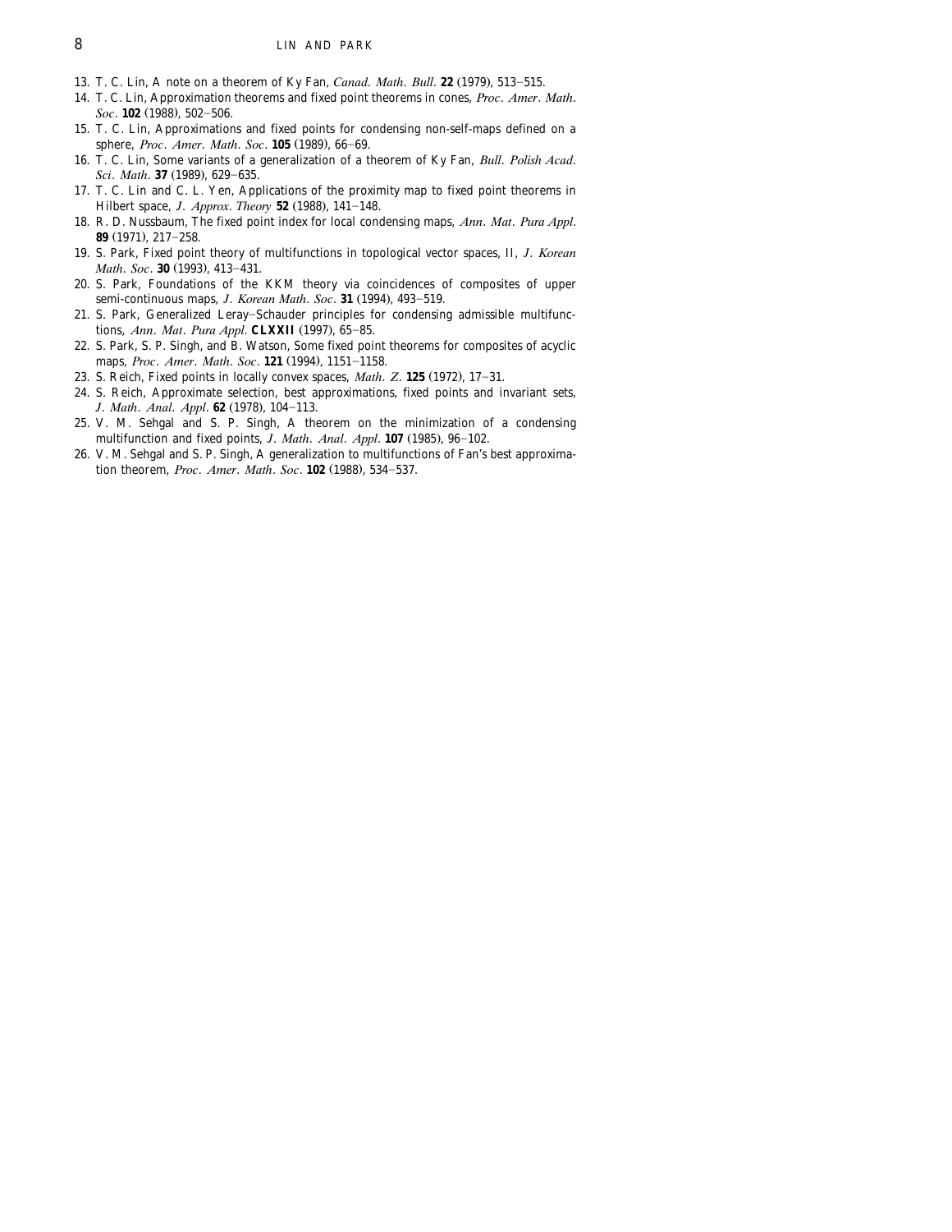13. T. C. Lin, A note on a theorem of Ky Fan, *Canad. Math. Bull.* **22** (1979), 513–515.
14. T. C. Lin, Approximation theorems and fixed point theorems in cones, *Proc. Amer. Math. Soc.* **102** (1988), 502–506.
15. T. C. Lin, Approximations and fixed points for condensing non-self-maps defined on a sphere, *Proc. Amer. Math. Soc.* **105** (1989), 66–69.
16. T. C. Lin, Some variants of a generalization of a theorem of Ky Fan, *Bull. Polish Acad. Sci. Math.* **37** (1989), 629–635.
17. T. C. Lin and C. L. Yen, Applications of the proximity map to fixed point theorems in Hilbert space, *J. Approx. Theory* **52** (1988), 141–148.
18. R. D. Nussbaum, The fixed point index for local condensing maps, *Ann. Mat. Pura Appl.* **89** (1971), 217–258.
19. S. Park, Fixed point theory of multifunctions in topological vector spaces, II, *J. Korean Math. Soc.* **30** (1993), 413–431.
20. S. Park, Foundations of the KKM theory via coincidences of composites of upper semi-continuous maps, *J. Korean Math. Soc.* **31** (1994), 493–519.
21. S. Park, Generalized Leray–Schauder principles for condensing admissible multifunctions, *Ann. Mat. Pura Appl.* **CLXXII** (1997), 65–85.
22. S. Park, S. P. Singh, and B. Watson, Some fixed point theorems for composites of acyclic maps, *Proc. Amer. Math. Soc.* **121** (1994), 1151–1158.
23. S. Reich, Fixed points in locally convex spaces, *Math. Z.* **125** (1972), 17–31.
24. S. Reich, Approximate selection, best approximations, fixed points and invariant sets, *J. Math. Anal. Appl.* **62** (1978), 104–113.
25. V. M. Sehgal and S. P. Singh, A theorem on the minimization of a condensing multifunction and fixed points, *J. Math. Anal. Appl.* **107** (1985), 96–102.
26. V. M. Sehgal and S. P. Singh, A generalization to multifunctions of Fan's best approximation theorem, *Proc. Amer. Math. Soc.* **102** (1988), 534–537.